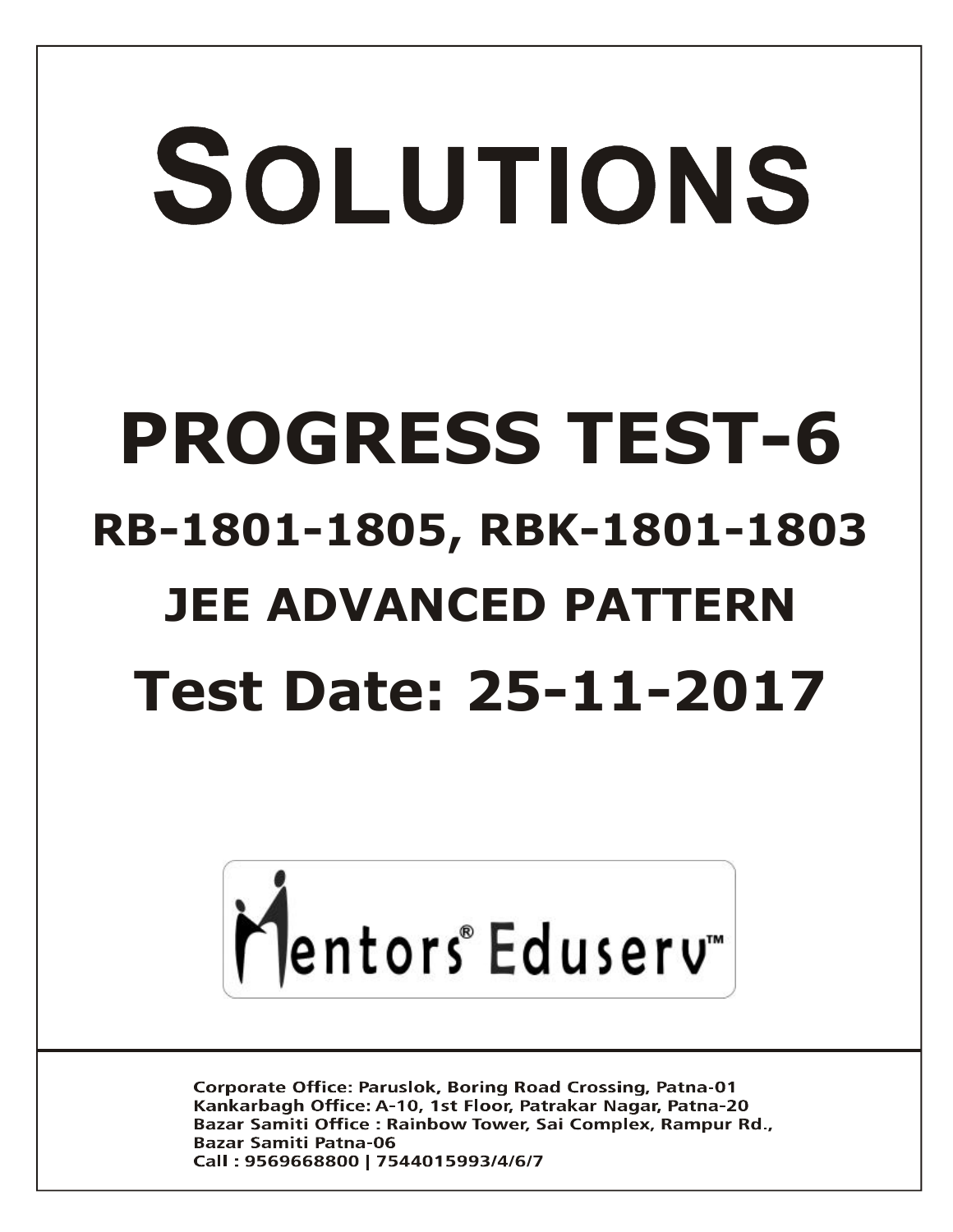# SOLUTIONS

# PROGRESS TEST-6

## RB-1801-1805, RBK-1801-1803

## JEE ADVANCED PATTERN

## Test Date: 25-11-2017

Mentors® Eduserv™

Corporate Office: Paruslok, Boring Road Crossing, Patna-01
Kankarbagh Office: A-10, 1st Floor, Patrakar Nagar, Patna-20
Bazar Samiti Office : Rainbow Tower, Sai Complex, Rampur Rd., Bazar Samiti Patna-06
Call : 9569668800 | 7544015993/4/6/7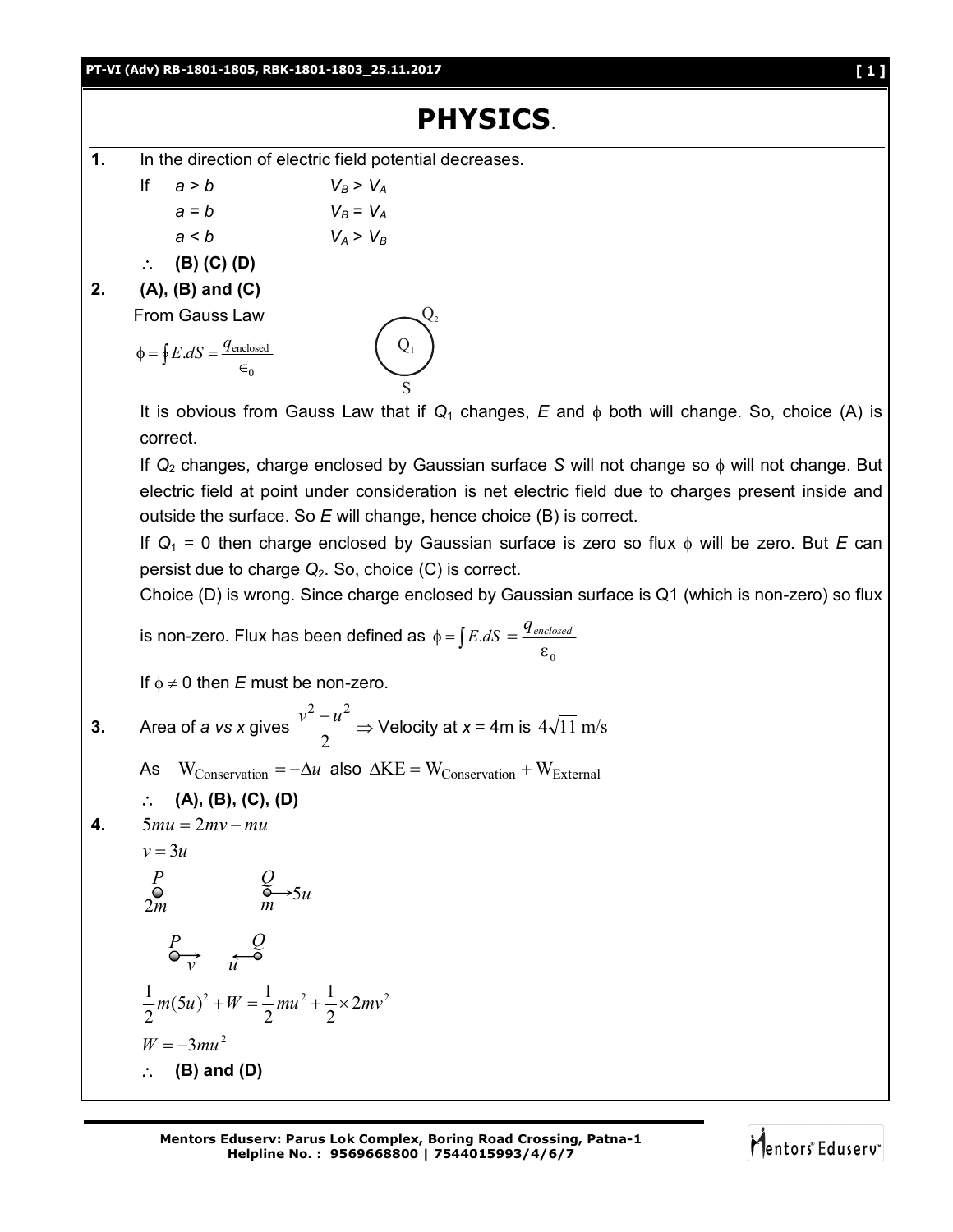# PHYSICS

**1.** In the direction of electric field potential decreases.

If $a > b$ $\quad\quad V_B > V_A$

$a = b$ $\quad\quad V_B = V_A$

$a < b$ $\quad\quad V_A > V_B$

$\therefore$ **(B) (C) (D)**

**2.** **(A), (B) and (C)**

From Gauss Law

$$\phi = \oint E.dS = \frac{q_{\text{enclosed}}}{\epsilon_0}$$

It is obvious from Gauss Law that if $Q_1$ changes, $E$ and $\phi$ both will change. So, choice (A) is correct.

If $Q_2$ changes, charge enclosed by Gaussian surface $S$ will not change so $\phi$ will not change. But electric field at point under consideration is net electric field due to charges present inside and outside the surface. So $E$ will change, hence choice (B) is correct.

If $Q_1 = 0$ then charge enclosed by Gaussian surface is zero so flux $\phi$ will be zero. But $E$ can persist due to charge $Q_2$. So, choice (C) is correct.

Choice (D) is wrong. Since charge enclosed by Gaussian surface is Q1 (which is non-zero) so flux is non-zero. Flux has been defined as $\phi = \int E.dS = \frac{q_{enclosed}}{\varepsilon_0}$

If $\phi \neq 0$ then $E$ must be non-zero.

**3.** Area of $a$ vs $x$ gives $\frac{v^2 - u^2}{2} \Rightarrow$ Velocity at $x = 4$m is $4\sqrt{11}$ m/s

As $\mathrm{W_{Conservation}} = -\Delta u$ also $\Delta \mathrm{KE} = \mathrm{W_{Conservation}} + \mathrm{W_{External}}$

$\therefore$ **(A), (B), (C), (D)**

**4.** $5mu = 2mv - mu$

$v = 3u$

P ($2m$) at rest; Q ($m$) moving with $5u$ →

P moving → with $v$; Q moving ← with $u$

$$\frac{1}{2}m(5u)^2 + W = \frac{1}{2}mu^2 + \frac{1}{2} \times 2mv^2$$

$W = -3mu^2$

$\therefore$ **(B) and (D)**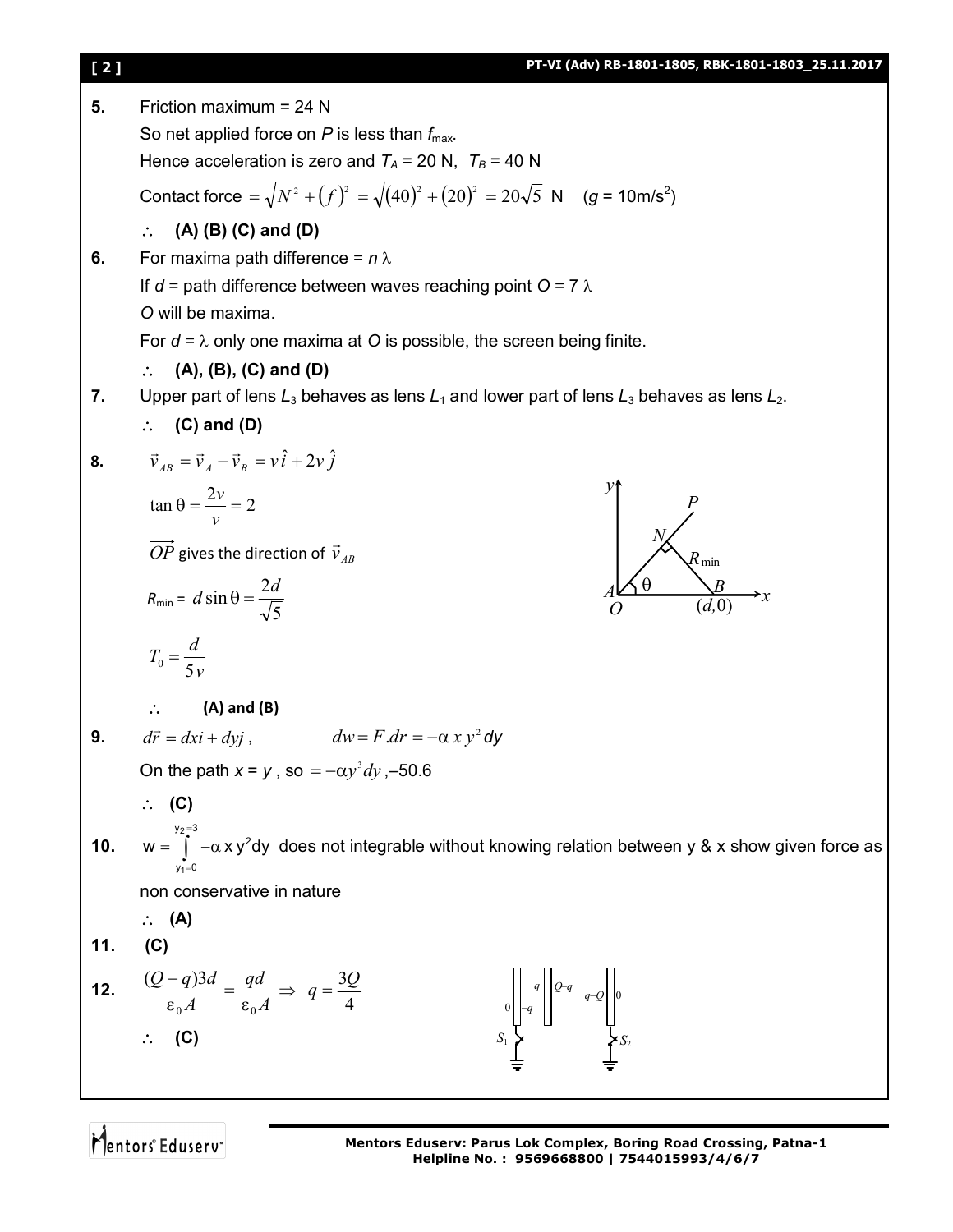**5.** Friction maximum = 24 N

So net applied force on $P$ is less than $f_{\max}$.

Hence acceleration is zero and $T_A$ = 20 N, $T_B$ = 40 N

Contact force $= \sqrt{N^2 + (f)^2} = \sqrt{(40)^2 + (20)^2} = 20\sqrt{5}$ N ($g$ = 10m/s$^2$)

$\therefore$ **(A) (B) (C) and (D)**

**6.** For maxima path difference = $n\lambda$

If $d$ = path difference between waves reaching point $O$ = 7 $\lambda$

$O$ will be maxima.

For $d = \lambda$ only one maxima at $O$ is possible, the screen being finite.

$\therefore$ **(A), (B), (C) and (D)**

**7.** Upper part of lens $L_3$ behaves as lens $L_1$ and lower part of lens $L_3$ behaves as lens $L_2$.

$\therefore$ **(C) and (D)**

**8.** $\vec{v}_{AB} = \vec{v}_A - \vec{v}_B = v\hat{i} + 2v\hat{j}$

$\tan\theta = \dfrac{2v}{v} = 2$

$\overrightarrow{OP}$ gives the direction of $\vec{v}_{AB}$

$R_{\min} = d\sin\theta = \dfrac{2d}{\sqrt{5}}$

$T_0 = \dfrac{d}{5v}$

$\therefore$ **(A) and (B)**

**9.** $d\vec{r} = dxi + dyj$, $\quad dw = F.dr = -\alpha x y^2 dy$

On the path $x = y$, so $= -\alpha y^3 dy$, –50.6

$\therefore$ **(C)**

**10.** $w = \int_{y_1=0}^{y_2=3} -\alpha x y^2 dy$ does not integrable without knowing relation between y & x show given force as non conservative in nature

$\therefore$ **(A)**

**11.** **(C)**

**12.** $\dfrac{(Q-q)3d}{\varepsilon_0 A} = \dfrac{qd}{\varepsilon_0 A} \Rightarrow q = \dfrac{3Q}{4}$

$\therefore$ **(C)**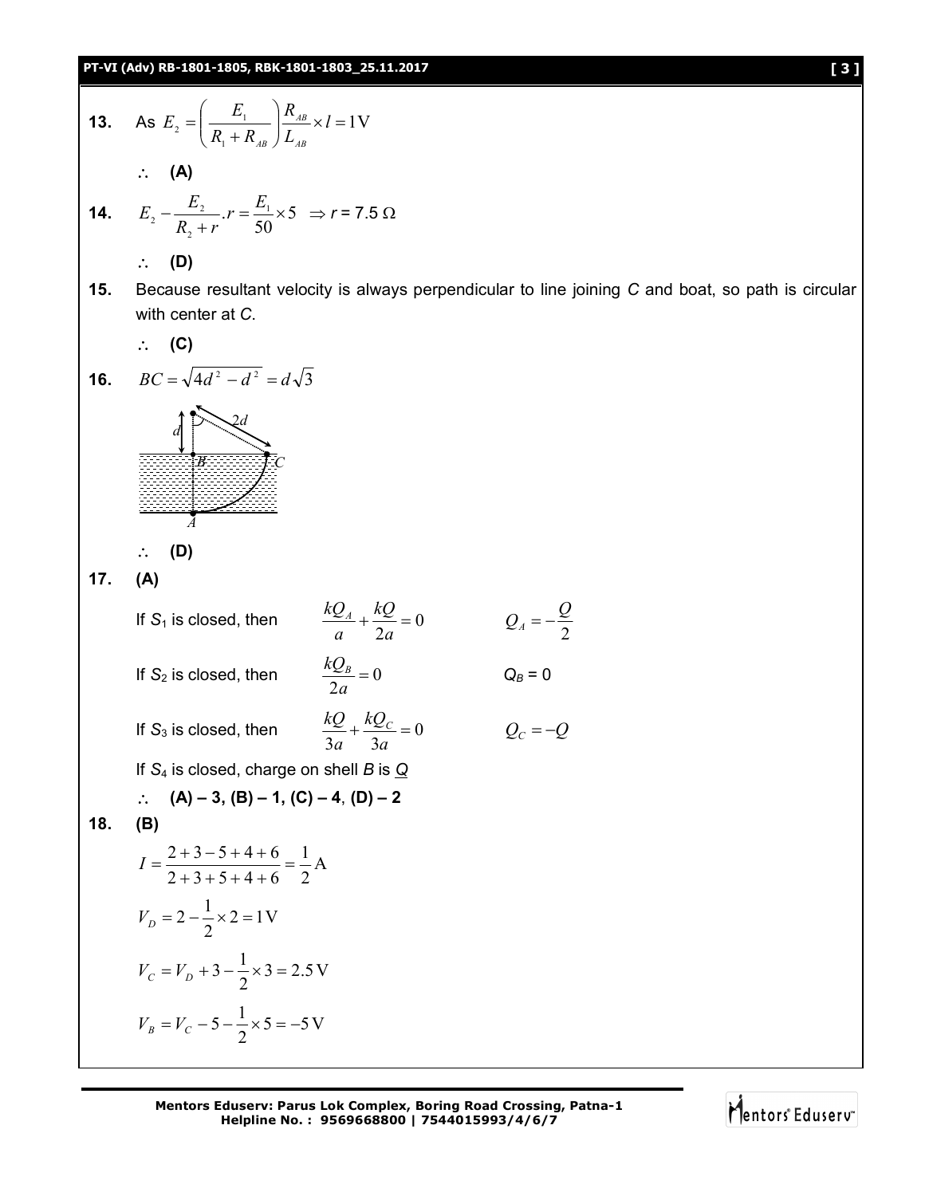**13.** As $E_2 = \left(\frac{E_1}{R_1 + R_{AB}}\right)\frac{R_{AB}}{L_{AB}} \times l = 1\text{V}$

$\therefore$ **(A)**

**14.** $E_2 - \frac{E_2}{R_2 + r}.r = \frac{E_1}{50} \times 5 \;\Rightarrow r = 7.5\;\Omega$

$\therefore$ **(D)**

**15.** Because resultant velocity is always perpendicular to line joining *C* and boat, so path is circular with center at *C*.

$\therefore$ **(C)**

**16.** $BC = \sqrt{4d^2 - d^2} = d\sqrt{3}$

$\therefore$ **(D)**

**17.** **(A)**

If $S_1$ is closed, then $\frac{kQ_A}{a} + \frac{kQ}{2a} = 0$ $\quad Q_A = -\frac{Q}{2}$

If $S_2$ is closed, then $\frac{kQ_B}{2a} = 0$ $\quad Q_B = 0$

If $S_3$ is closed, then $\frac{kQ}{3a} + \frac{kQ_C}{3a} = 0$ $\quad Q_C = -Q$

If $S_4$ is closed, charge on shell *B* is *Q*

$\therefore$ **(A) – 3, (B) – 1, (C) – 4, (D) – 2**

**18.** **(B)**

$$I = \frac{2+3-5+4+6}{2+3+5+4+6} = \frac{1}{2}\text{A}$$

$$V_D = 2 - \frac{1}{2} \times 2 = 1\text{V}$$

$$V_C = V_D + 3 - \frac{1}{2} \times 3 = 2.5\text{V}$$

$$V_B = V_C - 5 - \frac{1}{2} \times 5 = -5\text{V}$$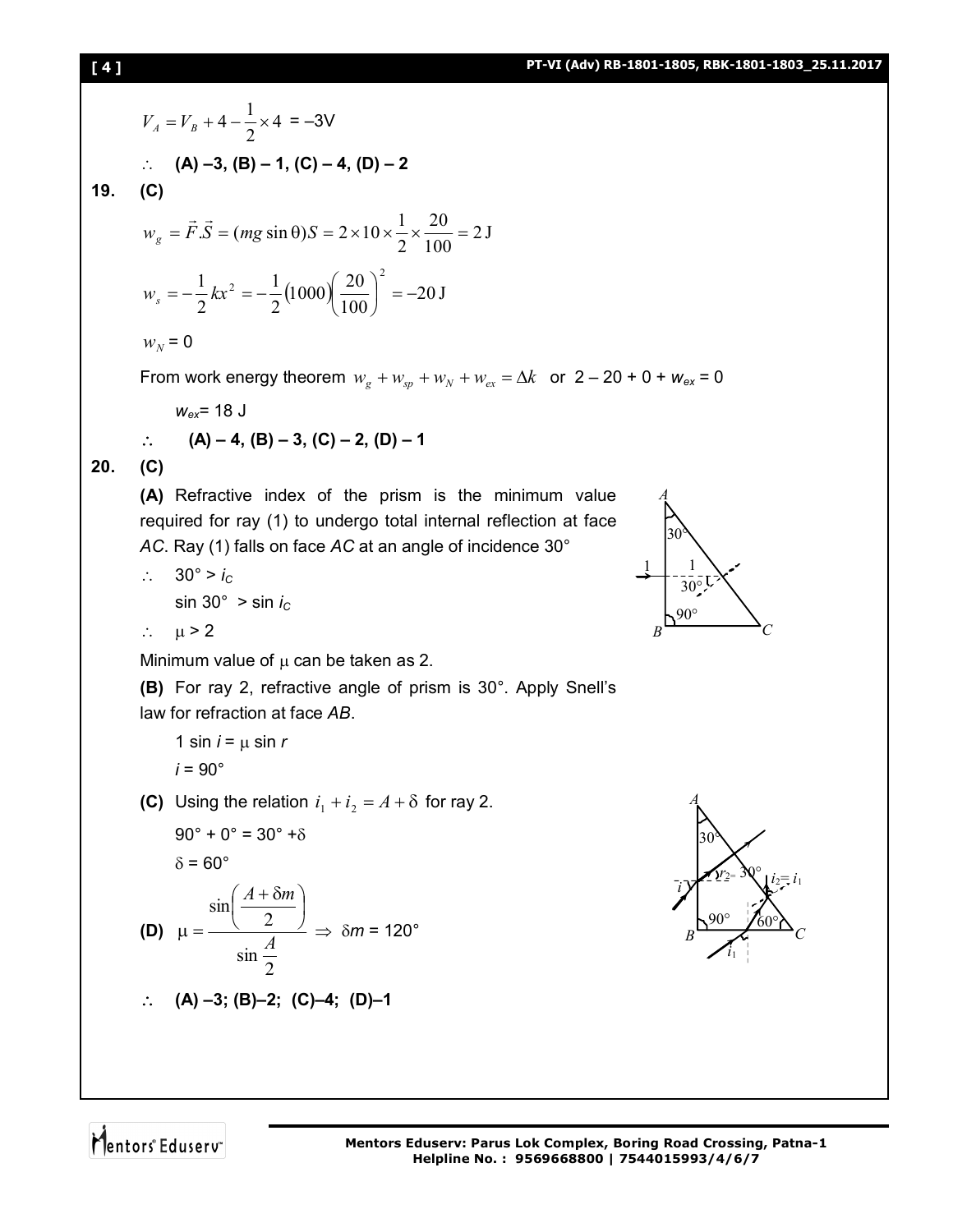$$V_A = V_B + 4 - \frac{1}{2} \times 4 = -3\text{V}$$

$\therefore$ **(A) –3, (B) – 1, (C) – 4, (D) – 2**

**19. (C)**

$$w_g = \vec{F}.\vec{S} = (mg\sin\theta)S = 2 \times 10 \times \frac{1}{2} \times \frac{20}{100} = 2\text{ J}$$

$$w_s = -\frac{1}{2}kx^2 = -\frac{1}{2}(1000)\left(\frac{20}{100}\right)^2 = -20\text{ J}$$

$w_N = 0$

From work energy theorem $w_g + w_{sp} + w_N + w_{ex} = \Delta k$ or $2 - 20 + 0 + w_{ex} = 0$

$w_{ex} = 18$ J

$\therefore$ **(A) – 4, (B) – 3, (C) – 2, (D) – 1**

**20. (C)**

**(A)** Refractive index of the prism is the minimum value required for ray (1) to undergo total internal reflection at face *AC*. Ray (1) falls on face *AC* at an angle of incidence 30°

$\therefore$ $30° > i_C$

$\sin 30° > \sin i_C$

$\therefore$ $\mu > 2$

Minimum value of $\mu$ can be taken as 2.

**(B)** For ray 2, refractive angle of prism is 30°. Apply Snell's law for refraction at face *AB*.

$1 \sin i = \mu \sin r$

$i = 90°$

**(C)** Using the relation $i_1 + i_2 = A + \delta$ for ray 2.

$90° + 0° = 30° + \delta$

$\delta = 60°$

**(D)** $$\mu = \frac{\sin\left(\frac{A + \delta m}{2}\right)}{\sin\frac{A}{2}} \Rightarrow \delta m = 120°$$

$\therefore$ **(A) –3; (B)–2; (C)–4; (D)–1**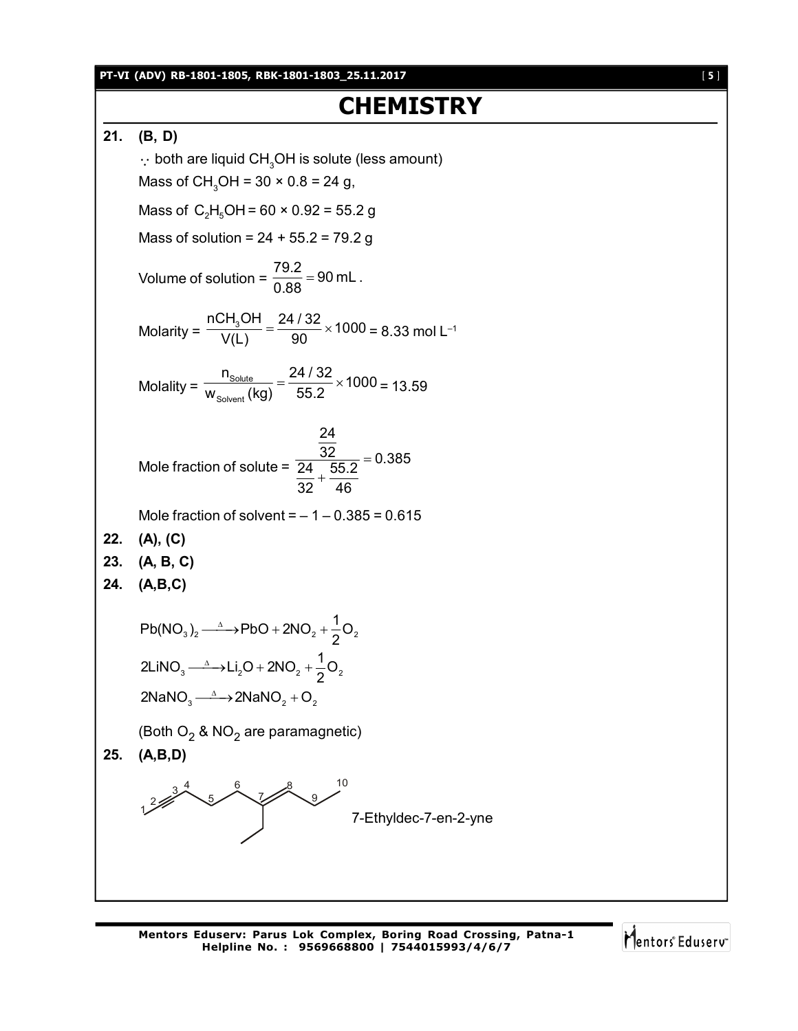# CHEMISTRY

**21. (B, D)**

$\because$ both are liquid $CH_3OH$ is solute (less amount)

Mass of $CH_3OH$ = 30 × 0.8 = 24 g,

Mass of $C_2H_5OH$ = 60 × 0.92 = 55.2 g

Mass of solution = 24 + 55.2 = 79.2 g

Volume of solution = $\frac{79.2}{0.88} = 90\text{ mL}$.

Molarity = $\frac{nCH_3OH}{V(L)} = \frac{24/32}{90} \times 1000$ = 8.33 mol $L^{-1}$

Molality = $\frac{n_{Solute}}{w_{Solvent}(kg)} = \frac{24/32}{55.2} \times 1000$ = 13.59

Mole fraction of solute = $\frac{\frac{24}{32}}{\frac{24}{32} + \frac{55.2}{46}} = 0.385$

Mole fraction of solvent = – 1 – 0.385 = 0.615

**22. (A), (C)**

**23. (A, B, C)**

**24. (A,B,C)**

$$Pb(NO_3)_2 \xrightarrow{\Delta} PbO + 2NO_2 + \frac{1}{2}O_2$$

$$2LiNO_3 \xrightarrow{\Delta} Li_2O + 2NO_2 + \frac{1}{2}O_2$$

$$2NaNO_3 \xrightarrow{\Delta} 2NaNO_2 + O_2$$

(Both $O_2$ & $NO_2$ are paramagnetic)

**25. (A,B,D)**

7-Ethyldec-7-en-2-yne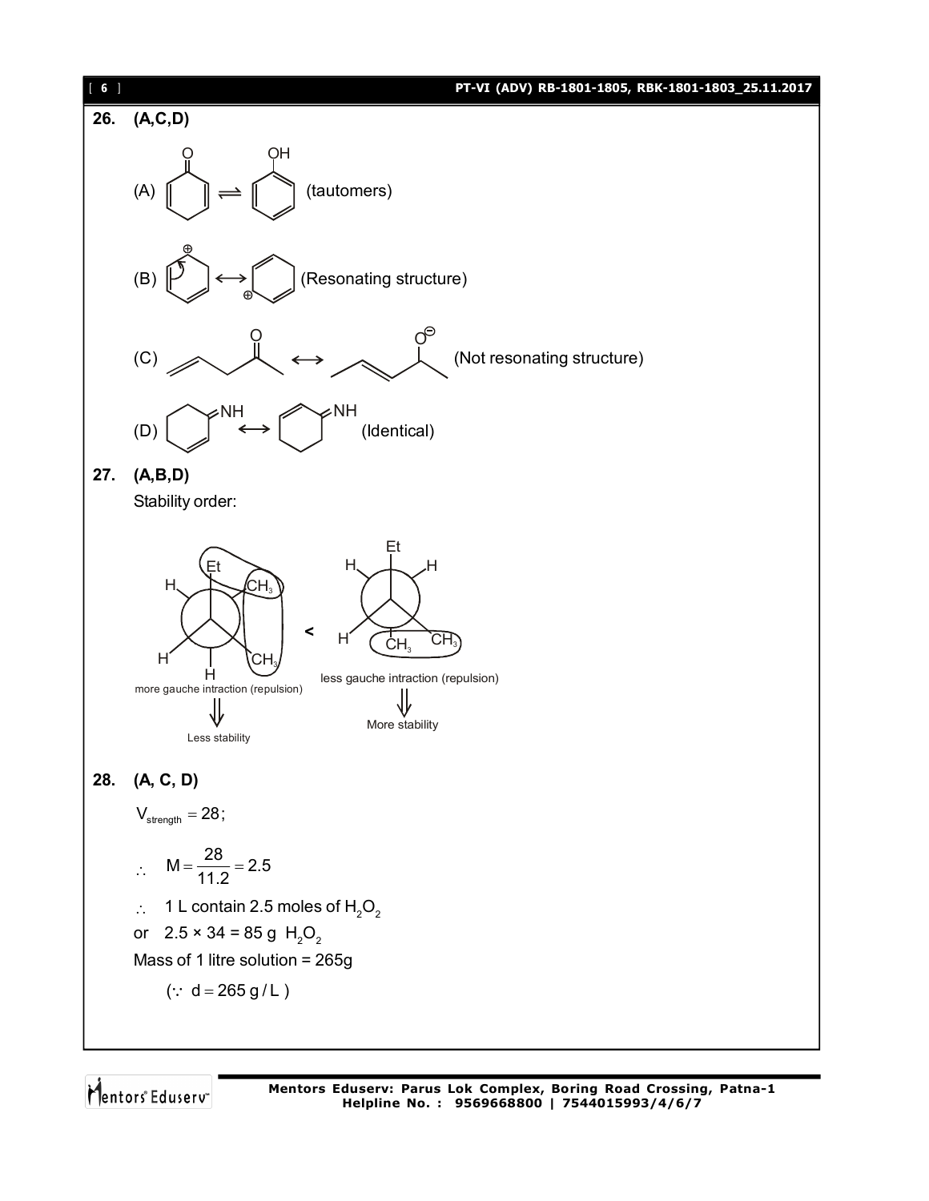**26. (A,C,D)**

(A) (tautomers)

(B) (Resonating structure)

(C) (Not resonating structure)

(D) (Identical)

**27. (A,B,D)**

Stability order:

more gauche intraction (repulsion) < less gauche intraction (repulsion)

Less stability — More stability

**28. (A, C, D)**

$V_{strength} = 28$;

$\therefore \quad M = \frac{28}{11.2} = 2.5$

$\therefore$ 1 L contain 2.5 moles of $H_2O_2$

or $2.5 \times 34 = 85$ g $H_2O_2$

Mass of 1 litre solution = 265g

$(\because \ d = 265 \text{ g/L})$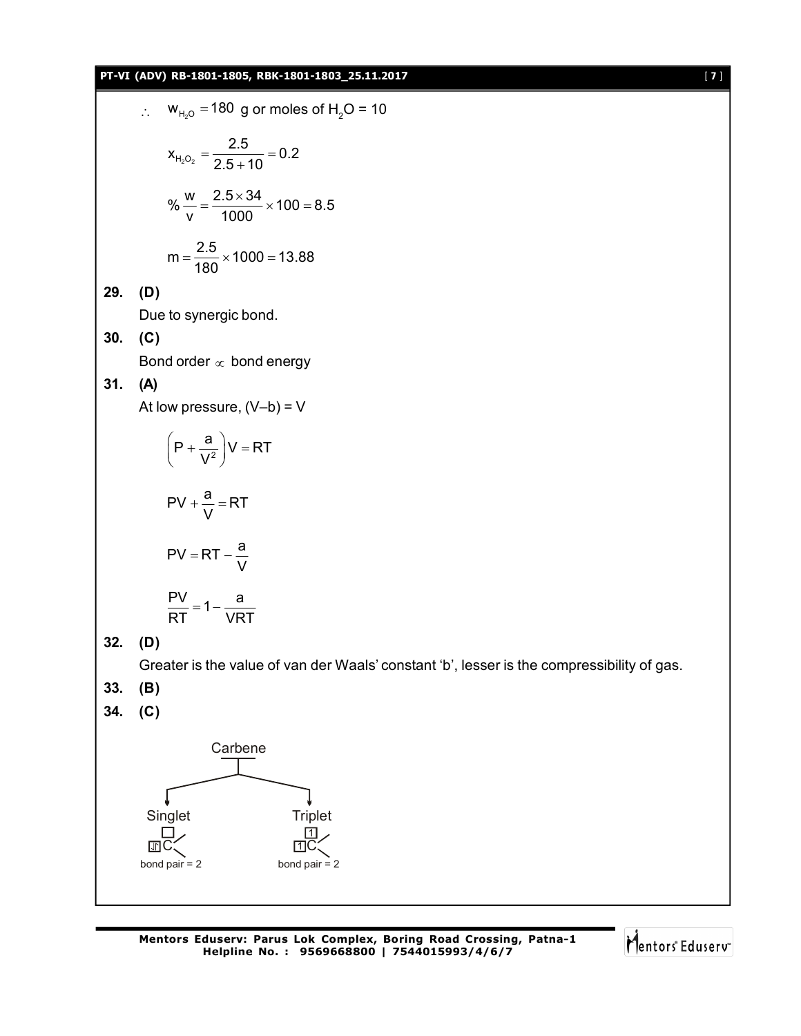$\therefore \quad w_{H_2O} = 180$ g or moles of $H_2O$ = 10

$$x_{H_2O_2} = \frac{2.5}{2.5+10} = 0.2$$

$$\%\frac{w}{v} = \frac{2.5 \times 34}{1000} \times 100 = 8.5$$

$$m = \frac{2.5}{180} \times 1000 = 13.88$$

**29. (D)**

Due to synergic bond.

**30. (C)**

Bond order $\propto$ bond energy

**31. (A)**

At low pressure, (V–b) = V

$$\left(P + \frac{a}{V^2}\right)V = RT$$

$$PV + \frac{a}{V} = RT$$

$$PV = RT - \frac{a}{V}$$

$$\frac{PV}{RT} = 1 - \frac{a}{VRT}$$

**32. (D)**

Greater is the value of van der Waals' constant 'b', lesser is the compressibility of gas.

**33. (B)**

**34. (C)**

Carbene

- Singlet: bond pair = 2
- Triplet: bond pair = 2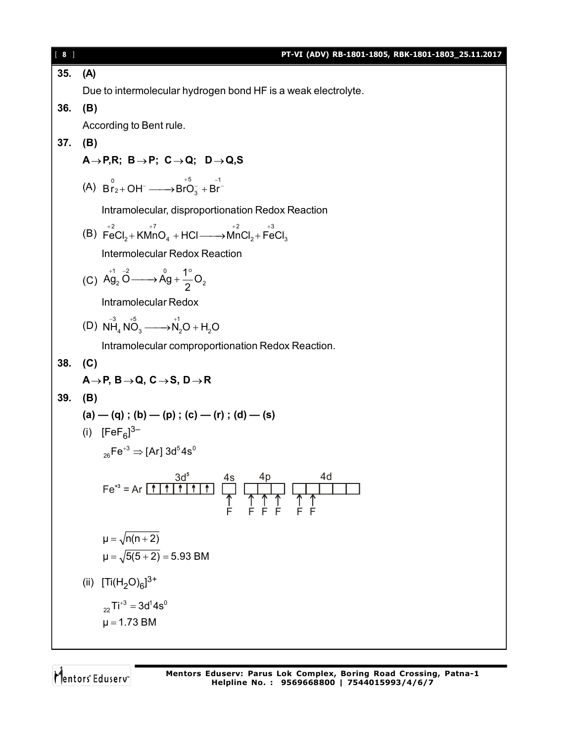**35. (A)**

Due to intermolecular hydrogen bond HF is a weak electrolyte.

**36. (B)**

According to Bent rule.

**37. (B)**

**$A \rightarrow P,R$; $B \rightarrow P$; $C \rightarrow Q$; $D \rightarrow Q,S$**

(A) $\overset{0}{Br_2} + OH^- \longrightarrow \overset{+5}{BrO_3^-} + \overset{-1}{Br^-}$

Intramolecular, disproportionation Redox Reaction

(B) $\overset{+2}{Fe}Cl_2 + K\overset{+7}{Mn}O_4 + HCl \longrightarrow \overset{+2}{Mn}Cl_2 + \overset{+3}{Fe}Cl_3$

Intermolecular Redox Reaction

(C) $\overset{+1}{Ag_2}\overset{-2}{O} \longrightarrow \overset{0}{Ag} + \frac{1}{2}\overset{\circ}{O_2}$

Intramolecular Redox

(D) $\overset{-3}{N}H_4\overset{+5}{N}O_3 \longrightarrow \overset{+1}{N_2}O + H_2O$

Intramolecular comproportionation Redox Reaction.

**38. (C)**

**$A \rightarrow P$, $B \rightarrow Q$, $C \rightarrow S$, $D \rightarrow R$**

**39. (B)**

**(a) — (q) ; (b) — (p) ; (c) — (r) ; (d) — (s)**

(i) $[FeF_6]^{3-}$

$_{26}Fe^{+3} \Rightarrow [Ar]\ 3d^5 4s^0$

$Fe^{+3}$ = Ar [3d$^5$: ↑ ↑ ↑ ↑ ↑] [4s: F] [4p: F F F] [4d: F F _ _ _]

$\mu = \sqrt{n(n+2)}$

$\mu = \sqrt{5(5+2)} = 5.93$ BM

(ii) $[Ti(H_2O)_6]^{3+}$

$_{22}Ti^{+3} = 3d^1 4s^0$

$\mu = 1.73$ BM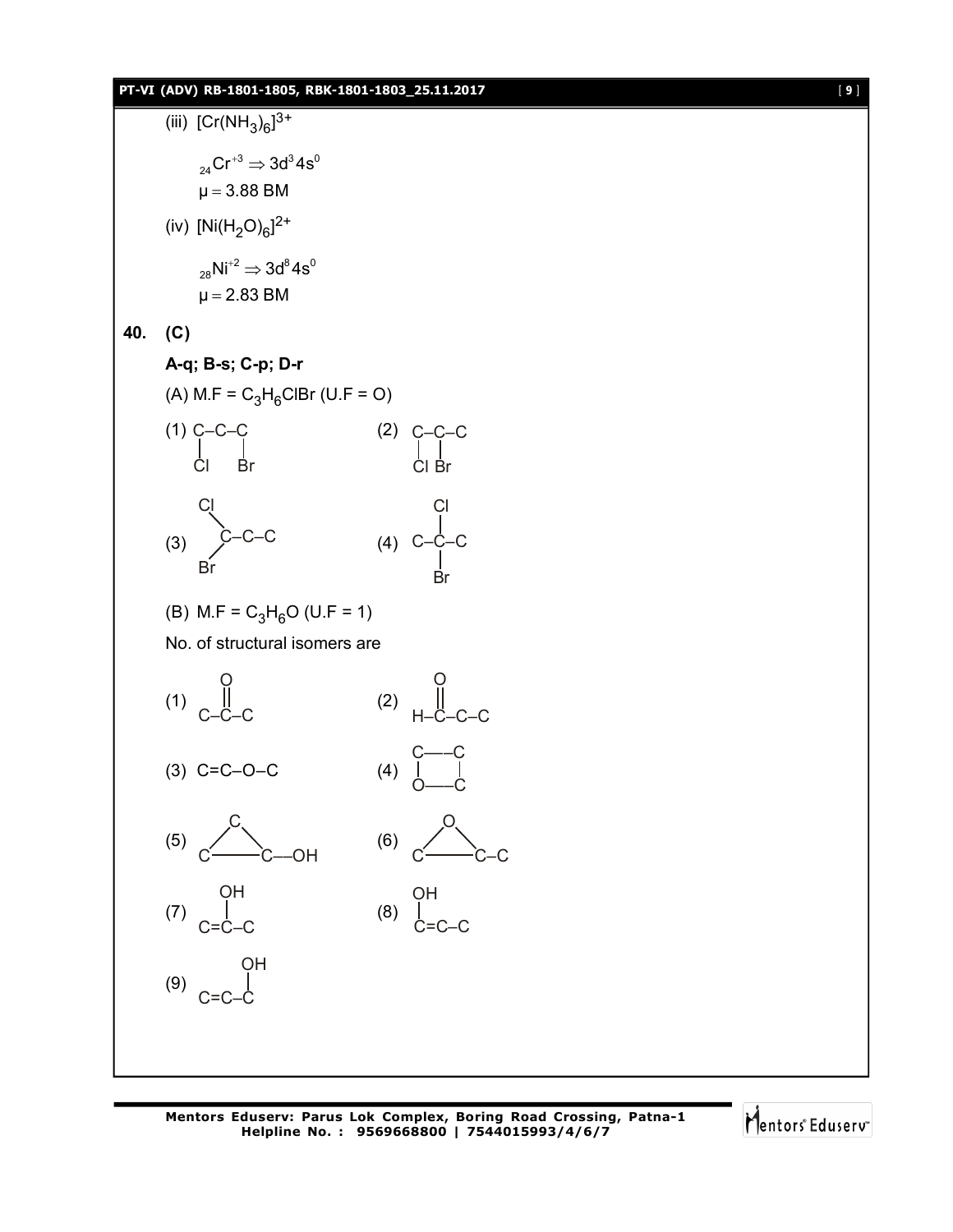(iii) $[Cr(NH_3)_6]^{3+}$

$_{24}Cr^{+3} \Rightarrow 3d^3 4s^0$

$\mu = 3.88$ BM

(iv) $[Ni(H_2O)_6]^{2+}$

$_{28}Ni^{+2} \Rightarrow 3d^8 4s^0$

$\mu = 2.83$ BM

**40. (C)**

**A-q; B-s; C-p; D-r**

(A) M.F = $C_3H_6ClBr$ (U.F = O)

(1) C–C–C with Cl on C1 and Br on C3

(2) C–C–C with Cl on C1 and Br on C2

(3) C–C–C with Cl and Br both on C1

(4) C–C–C with Cl and Br both on C2

(B) M.F = $C_3H_6O$ (U.F = 1)

No. of structural isomers are

(1) C–C(=O)–C

(2) H–C(=O)–C–C

(3) C=C–O–C

(4) Four-membered ring: C–C–C–O

(5) Three-membered ring of C atoms with –OH on one C

(6) Three-membered ring C–O–C with –C on one ring C

(7) C=C(OH)–C

(8) (OH)C=C–C

(9) C=C–C(OH)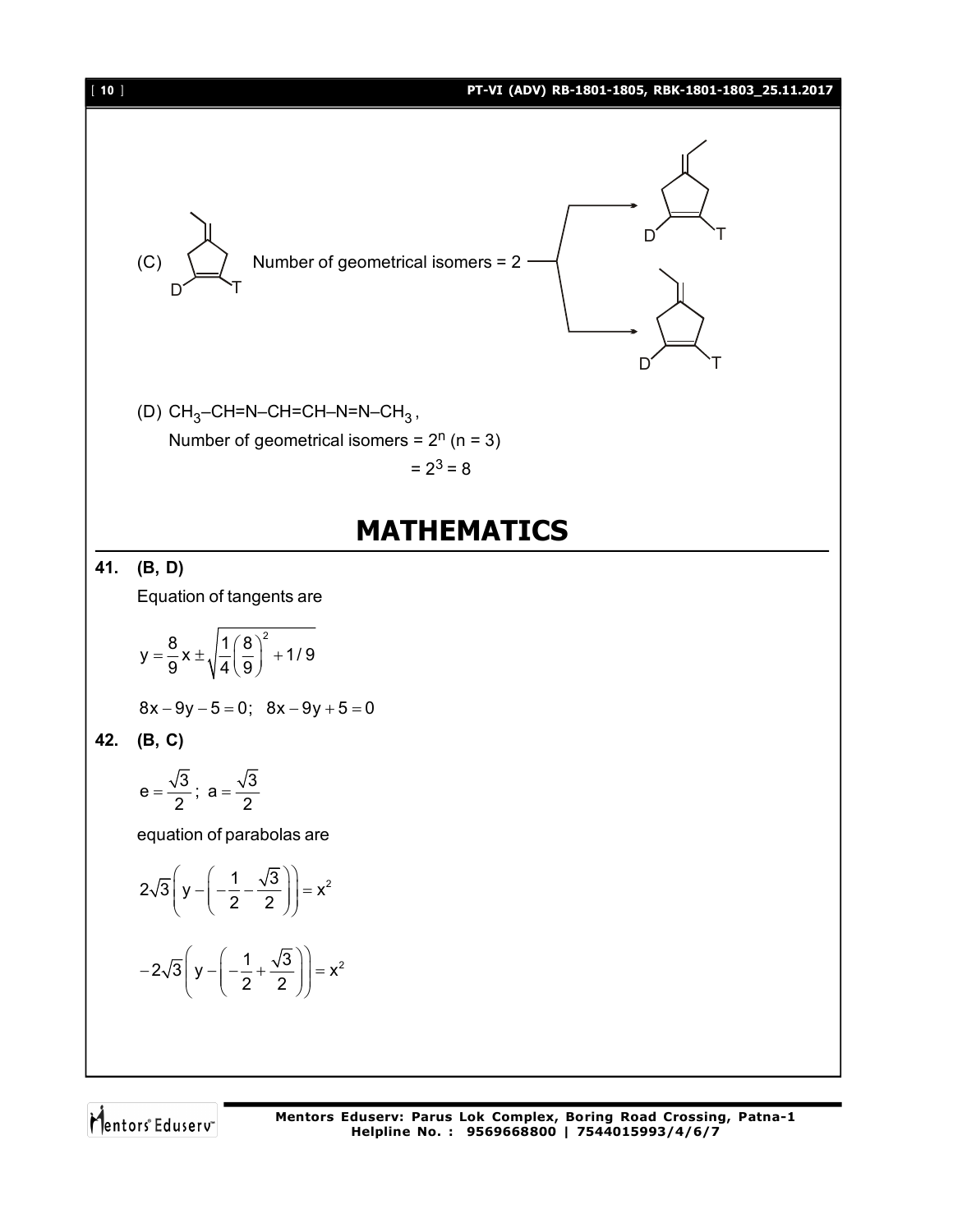(C) Number of geometrical isomers = 2

(D) $CH_3$–CH=N–CH=CH–N=N–$CH_3$,

Number of geometrical isomers = $2^n$ (n = 3)

$= 2^3 = 8$

# MATHEMATICS

**41. (B, D)**

Equation of tangents are

$$y = \frac{8}{9}x \pm \sqrt{\frac{1}{4}\left(\frac{8}{9}\right)^2 + 1/9}$$

$$8x - 9y - 5 = 0; \quad 8x - 9y + 5 = 0$$

**42. (B, C)**

$$e = \frac{\sqrt{3}}{2}; \; a = \frac{\sqrt{3}}{2}$$

equation of parabolas are

$$2\sqrt{3}\left(y - \left(-\frac{1}{2} - \frac{\sqrt{3}}{2}\right)\right) = x^2$$

$$-2\sqrt{3}\left(y - \left(-\frac{1}{2} + \frac{\sqrt{3}}{2}\right)\right) = x^2$$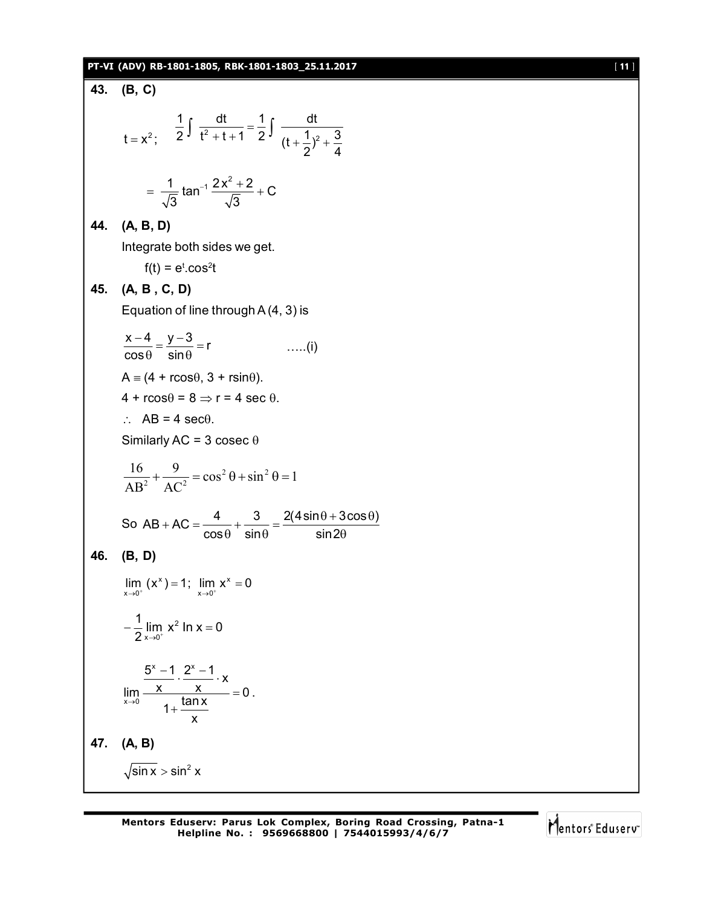**43. (B, C)**

$$t = x^2; \quad \frac{1}{2}\int \frac{dt}{t^2+t+1} = \frac{1}{2}\int \frac{dt}{(t+\frac{1}{2})^2 + \frac{3}{4}}$$

$$= \frac{1}{\sqrt{3}}\tan^{-1}\frac{2x^2+2}{\sqrt{3}} + C$$

**44. (A, B, D)**

Integrate both sides we get.

$f(t) = e^t.\cos^2 t$

**45. (A, B , C, D)**

Equation of line through A (4, 3) is

$$\frac{x-4}{\cos\theta} = \frac{y-3}{\sin\theta} = r \qquad \text{.....(i)}$$

$A \equiv (4 + r\cos\theta, 3 + r\sin\theta)$.

$4 + r\cos\theta = 8 \Rightarrow r = 4 \sec\theta$.

$\therefore$ AB = 4 $\sec\theta$.

Similarly AC = 3 cosec $\theta$

$$\frac{16}{AB^2} + \frac{9}{AC^2} = \cos^2\theta + \sin^2\theta = 1$$

So $AB + AC = \dfrac{4}{\cos\theta} + \dfrac{3}{\sin\theta} = \dfrac{2(4\sin\theta + 3\cos\theta)}{\sin 2\theta}$

**46. (B, D)**

$$\lim_{x\to 0^+}(x^x) = 1; \ \lim_{x\to 0^+} x^x = 0$$

$$-\frac{1}{2}\lim_{x\to 0^+} x^2 \ln x = 0$$

$$\lim_{x\to 0}\frac{\frac{5^x - 1}{x}\cdot\frac{2^x-1}{x}\cdot x}{1+\frac{\tan x}{x}} = 0.$$

**47. (A, B)**

$\sqrt{\sin x} > \sin^2 x$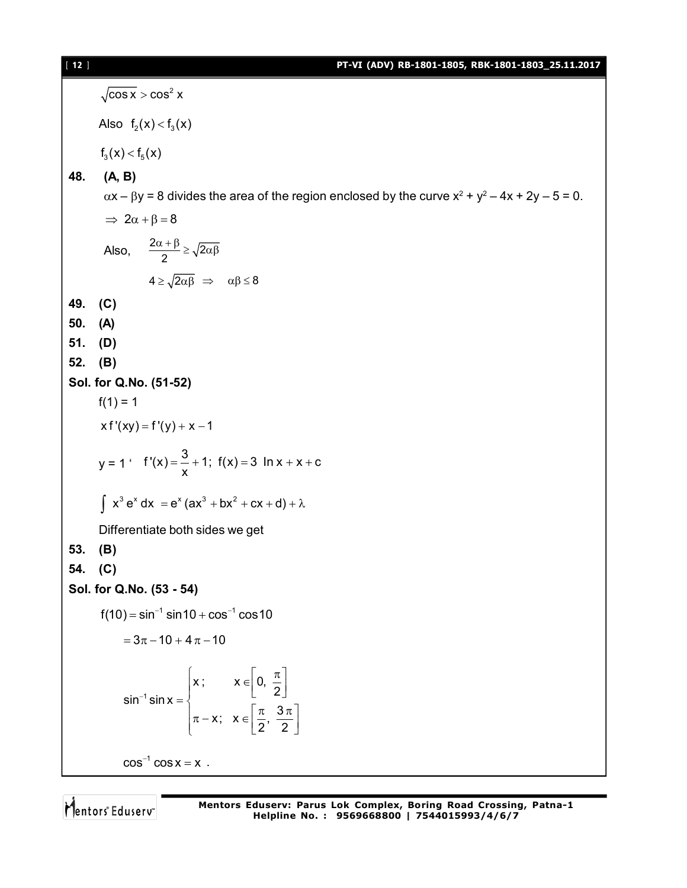$\sqrt{\cos x} > \cos^2 x$

Also $f_2(x) < f_3(x)$

$f_3(x) < f_5(x)$

**48. (A, B)**

$\alpha x - \beta y = 8$ divides the area of the region enclosed by the curve $x^2 + y^2 - 4x + 2y - 5 = 0$.

$\Rightarrow 2\alpha + \beta = 8$

Also, $\dfrac{2\alpha + \beta}{2} \geq \sqrt{2\alpha\beta}$

$4 \geq \sqrt{2\alpha\beta} \Rightarrow \alpha\beta \leq 8$

**49. (C)**

**50. (A)**

**51. (D)**

**52. (B)**

**Sol. for Q.No. (51-52)**

$f(1) = 1$

$x f'(xy) = f'(y) + x - 1$

$y = 1$ ‘ $f'(x) = \dfrac{3}{x} + 1;\ f(x) = 3 \ln x + x + c$

$\int x^3 e^x \, dx = e^x (ax^3 + bx^2 + cx + d) + \lambda$

Differentiate both sides we get

**53. (B)**

**54. (C)**

**Sol. for Q.No. (53 - 54)**

$f(10) = \sin^{-1} \sin 10 + \cos^{-1} \cos 10$

$= 3\pi - 10 + 4\pi - 10$

$$\sin^{-1} \sin x = \begin{cases} x; & x \in \left[0, \dfrac{\pi}{2}\right] \\ \pi - x; & x \in \left[\dfrac{\pi}{2}, \dfrac{3\pi}{2}\right] \end{cases}$$

$\cos^{-1} \cos x = x$ .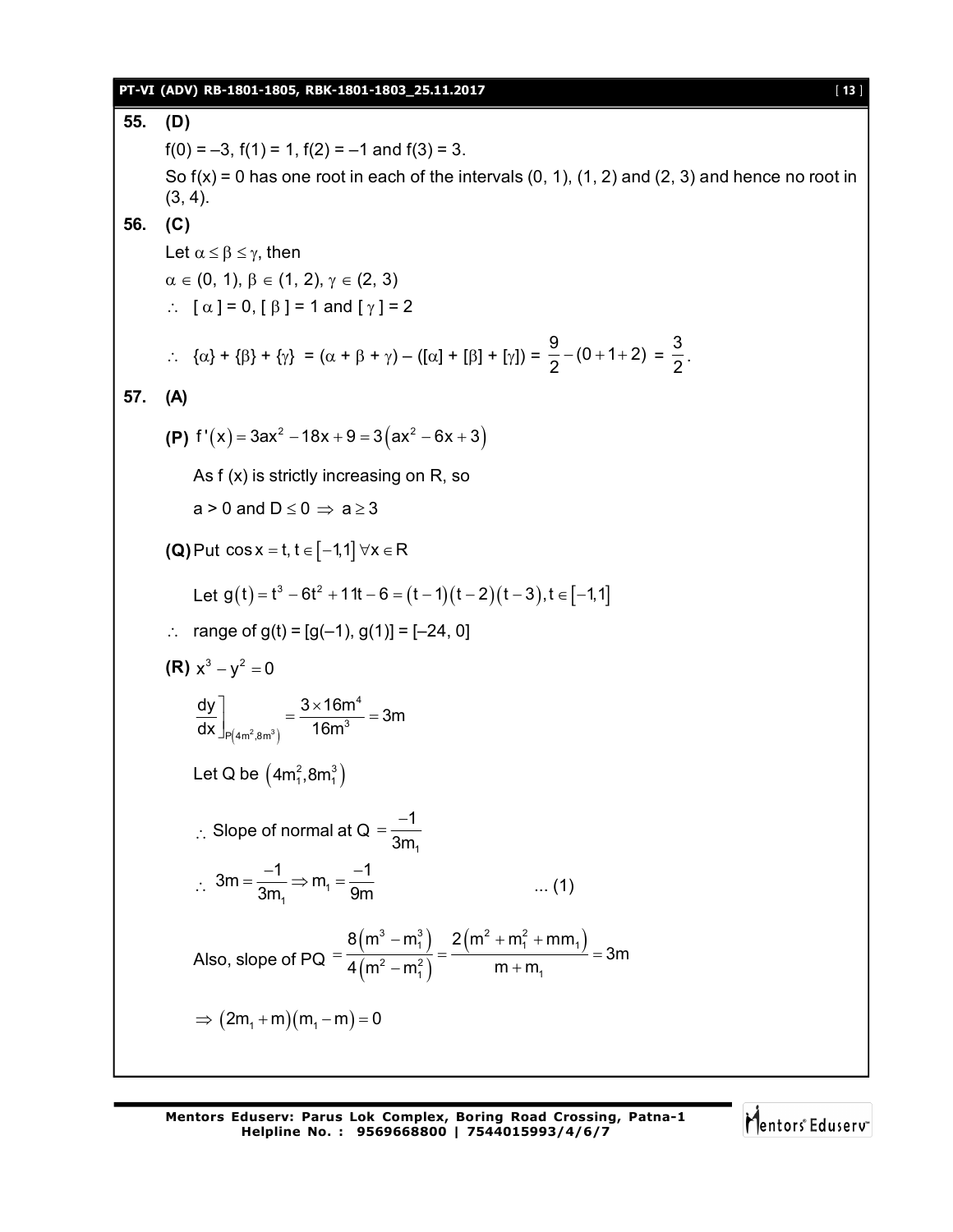**55. (D)**

f(0) = –3, f(1) = 1, f(2) = –1 and f(3) = 3.

So f(x) = 0 has one root in each of the intervals (0, 1), (1, 2) and (2, 3) and hence no root in (3, 4).

**56. (C)**

Let $\alpha \le \beta \le \gamma$, then

$\alpha \in (0, 1)$, $\beta \in (1, 2)$, $\gamma \in (2, 3)$

$\therefore$ $[\alpha] = 0$, $[\beta] = 1$ and $[\gamma] = 2$

$\therefore$ $\{\alpha\} + \{\beta\} + \{\gamma\} = (\alpha + \beta + \gamma) - ([\alpha] + [\beta] + [\gamma]) = \frac{9}{2} - (0+1+2) = \frac{3}{2}$.

**57. (A)**

**(P)** $f'(x) = 3ax^2 - 18x + 9 = 3(ax^2 - 6x + 3)$

As f (x) is strictly increasing on R, so

a > 0 and $D \le 0 \Rightarrow a \ge 3$

**(Q)** Put $\cos x = t, t \in [-1,1] \, \forall x \in R$

Let $g(t) = t^3 - 6t^2 + 11t - 6 = (t-1)(t-2)(t-3), t \in [-1,1]$

$\therefore$ range of g(t) = [g(–1), g(1)] = [–24, 0]

**(R)** $x^3 - y^2 = 0$

$$\left.\frac{dy}{dx}\right]_{P(4m^2, 8m^3)} = \frac{3 \times 16m^4}{16m^3} = 3m$$

Let Q be $(4m_1^2, 8m_1^3)$

$\therefore$ Slope of normal at Q $= \frac{-1}{3m_1}$

$\therefore$ $3m = \frac{-1}{3m_1} \Rightarrow m_1 = \frac{-1}{9m}$ ... (1)

Also, slope of PQ $= \frac{8(m^3 - m_1^3)}{4(m^2 - m_1^2)} = \frac{2(m^2 + m_1^2 + mm_1)}{m + m_1} = 3m$

$\Rightarrow (2m_1 + m)(m_1 - m) = 0$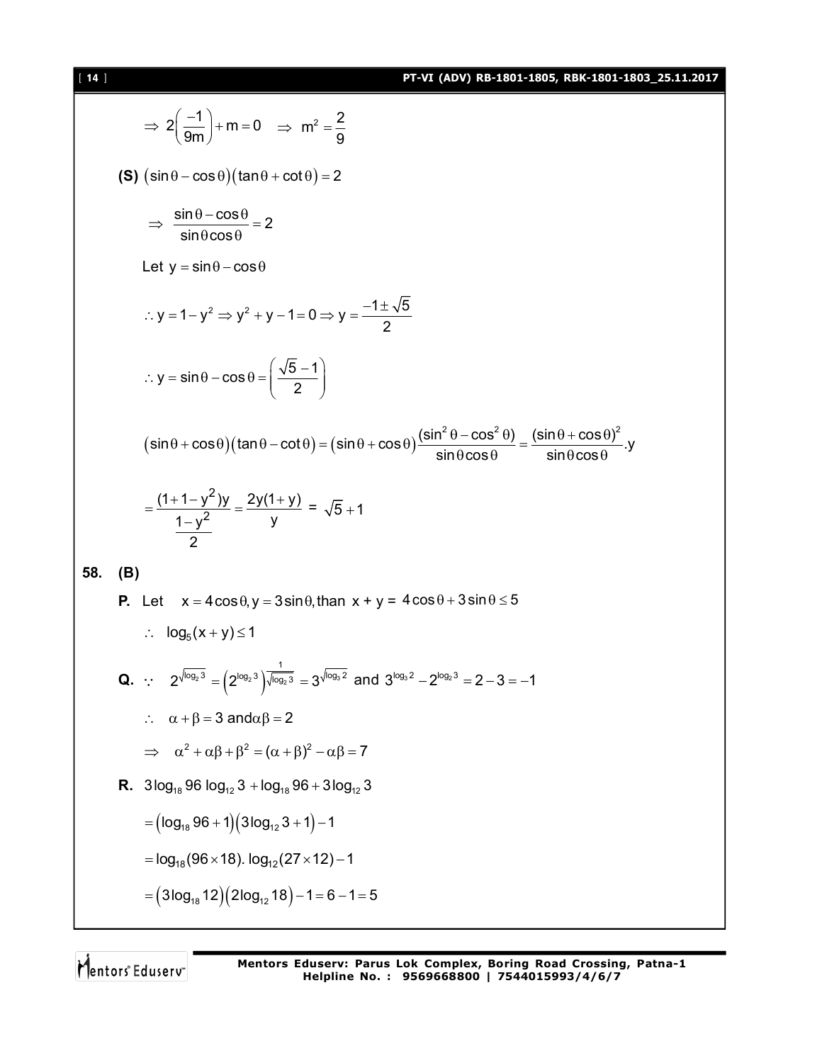$$\Rightarrow 2\left(\frac{-1}{9m}\right)+m=0 \quad \Rightarrow m^2=\frac{2}{9}$$

**(S)** $\left(\sin\theta-\cos\theta\right)\left(\tan\theta+\cot\theta\right)=2$

$$\Rightarrow \frac{\sin\theta-\cos\theta}{\sin\theta\cos\theta}=2$$

Let $y=\sin\theta-\cos\theta$

$$\therefore y=1-y^2 \Rightarrow y^2+y-1=0 \Rightarrow y=\frac{-1\pm\sqrt{5}}{2}$$

$$\therefore y=\sin\theta-\cos\theta=\left(\frac{\sqrt{5}-1}{2}\right)$$

$$\left(\sin\theta+\cos\theta\right)\left(\tan\theta-\cot\theta\right)=\left(\sin\theta+\cos\theta\right)\frac{(\sin^2\theta-\cos^2\theta)}{\sin\theta\cos\theta}=\frac{(\sin\theta+\cos\theta)^2}{\sin\theta\cos\theta}.y$$

$$=\frac{(1+1-y^2)y}{\frac{1-y^2}{2}}=\frac{2y(1+y)}{y}=\sqrt{5}+1$$

**58. (B)**

**P.** Let $x=4\cos\theta, y=3\sin\theta,$ than $x + y = 4\cos\theta+3\sin\theta\le 5$

$\therefore \log_5(x+y)\le 1$

**Q.** $\because \; 2^{\sqrt{\log_2 3}}=\left(2^{\log_2 3}\right)^{\frac{1}{\sqrt{\log_2 3}}}=3^{\sqrt{\log_3 2}}$ and $3^{\log_3 2}-2^{\log_2 3}=2-3=-1$

$\therefore \; \alpha+\beta=3$ and $\alpha\beta=2$

$\Rightarrow \; \alpha^2+\alpha\beta+\beta^2=(\alpha+\beta)^2-\alpha\beta=7$

**R.** $3\log_{18}96\,\log_{12}3+\log_{18}96+3\log_{12}3$

$=\left(\log_{18}96+1\right)\left(3\log_{12}3+1\right)-1$

$=\log_{18}(96\times 18).\,\log_{12}(27\times 12)-1$

$=\left(3\log_{18}12\right)\left(2\log_{12}18\right)-1=6-1=5$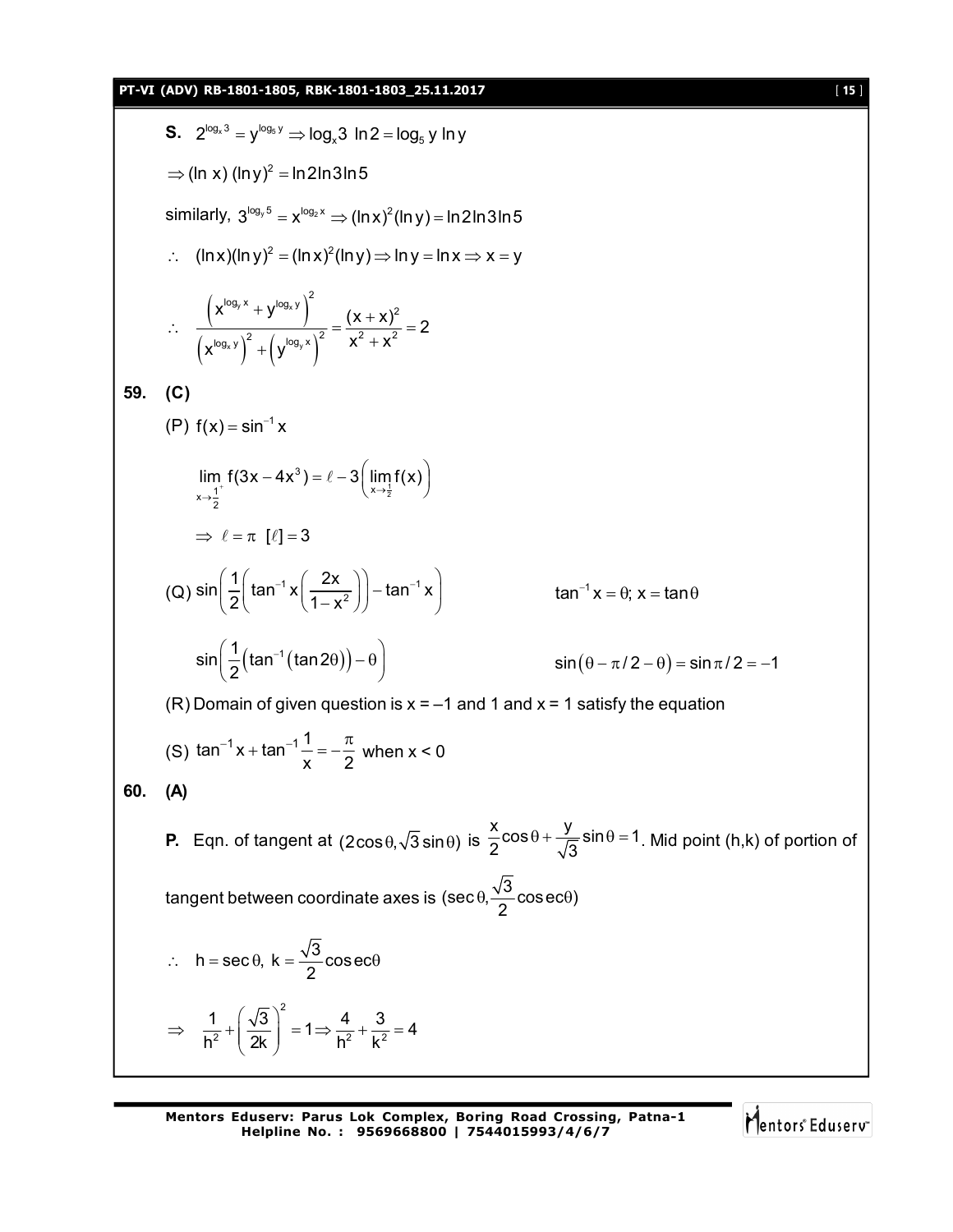**S.** $2^{\log_x 3} = y^{\log_5 y} \Rightarrow \log_x 3 \ \ln 2 = \log_5 y \ln y$

$\Rightarrow (\ln x)\,(\ln y)^2 = \ln 2 \ln 3 \ln 5$

similarly, $3^{\log_y 5} = x^{\log_2 x} \Rightarrow (\ln x)^2 (\ln y) = \ln 2 \ln 3 \ln 5$

$\therefore \quad (\ln x)(\ln y)^2 = (\ln x)^2 (\ln y) \Rightarrow \ln y = \ln x \Rightarrow x = y$

$$\therefore \quad \frac{\left(x^{\log_y x} + y^{\log_x y}\right)^2}{\left(x^{\log_x y}\right)^2 + \left(y^{\log_y x}\right)^2} = \frac{(x+x)^2}{x^2 + x^2} = 2$$

**59. (C)**

(P) $f(x) = \sin^{-1} x$

$$\lim_{x \to \frac{1}{2}^+} f(3x - 4x^3) = \ell - 3\left(\lim_{x \to \frac{1}{2}} f(x)\right)$$

$\Rightarrow \ \ell = \pi \ \ [\ell] = 3$

(Q) $\sin\left(\frac{1}{2}\left(\tan^{-1} x\left(\frac{2x}{1-x^2}\right)\right) - \tan^{-1} x\right)$ $\qquad \tan^{-1} x = \theta; \ x = \tan\theta$

$\sin\left(\frac{1}{2}\left(\tan^{-1}(\tan 2\theta)\right) - \theta\right)$ $\qquad \sin(\theta - \pi/2 - \theta) = \sin \pi/2 = -1$

(R) Domain of given question is x = –1 and 1 and x = 1 satisfy the equation

(S) $\tan^{-1} x + \tan^{-1}\frac{1}{x} = -\frac{\pi}{2}$ when x < 0

**60. (A)**

**P.** Eqn. of tangent at $(2\cos\theta, \sqrt{3}\sin\theta)$ is $\frac{x}{2}\cos\theta + \frac{y}{\sqrt{3}}\sin\theta = 1$. Mid point (h,k) of portion of tangent between coordinate axes is $(\sec\theta, \frac{\sqrt{3}}{2}\operatorname{cosec}\theta)$

$\therefore \quad h = \sec\theta, \ k = \frac{\sqrt{3}}{2}\operatorname{cosec}\theta$

$$\Rightarrow \quad \frac{1}{h^2} + \left(\frac{\sqrt{3}}{2k}\right)^2 = 1 \Rightarrow \frac{4}{h^2} + \frac{3}{k^2} = 4$$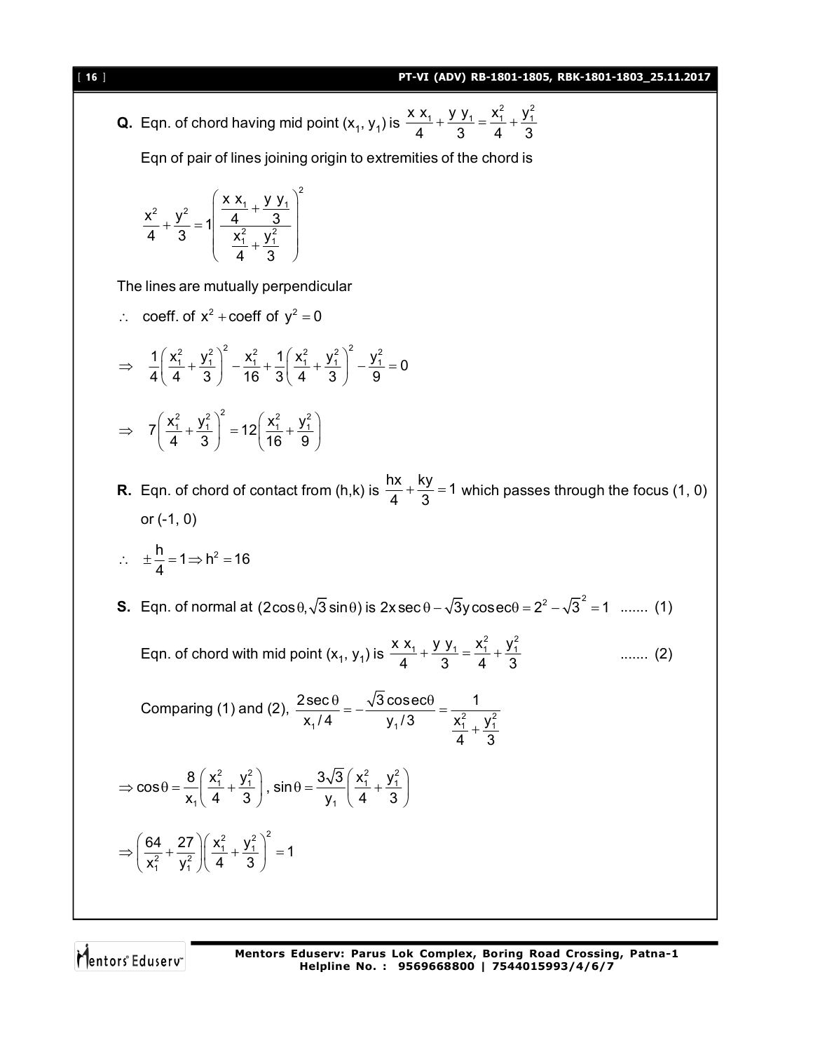**Q.** Eqn. of chord having mid point ($x_1$, $y_1$) is $\frac{x\,x_1}{4}+\frac{y\,y_1}{3}=\frac{x_1^2}{4}+\frac{y_1^2}{3}$

Eqn of pair of lines joining origin to extremities of the chord is

$$\frac{x^2}{4}+\frac{y^2}{3}=1\left(\frac{\frac{x\,x_1}{4}+\frac{y\,y_1}{3}}{\frac{x_1^2}{4}+\frac{y_1^2}{3}}\right)^2$$

The lines are mutually perpendicular

$\therefore$ coeff. of $x^2$ + coeff of $y^2 = 0$

$$\Rightarrow \frac{1}{4}\left(\frac{x_1^2}{4}+\frac{y_1^2}{3}\right)^2-\frac{x_1^2}{16}+\frac{1}{3}\left(\frac{x_1^2}{4}+\frac{y_1^2}{3}\right)^2-\frac{y_1^2}{9}=0$$

$$\Rightarrow 7\left(\frac{x_1^2}{4}+\frac{y_1^2}{3}\right)^2=12\left(\frac{x_1^2}{16}+\frac{y_1^2}{9}\right)$$

**R.** Eqn. of chord of contact from (h,k) is $\frac{hx}{4}+\frac{ky}{3}=1$ which passes through the focus (1, 0) or (-1, 0)

$\therefore \pm\frac{h}{4}=1 \Rightarrow h^2=16$

**S.** Eqn. of normal at $(2\cos\theta, \sqrt{3}\sin\theta)$ is $2x\sec\theta-\sqrt{3}y\,\text{cosec}\theta = 2^2-\sqrt{3}^2=1$ ....... (1)

Eqn. of chord with mid point ($x_1$, $y_1$) is $\frac{x\,x_1}{4}+\frac{y\,y_1}{3}=\frac{x_1^2}{4}+\frac{y_1^2}{3}$ ....... (2)

Comparing (1) and (2), $\frac{2\sec\theta}{x_1/4}=-\frac{\sqrt{3}\,\text{cosec}\theta}{y_1/3}=\frac{1}{\frac{x_1^2}{4}+\frac{y_1^2}{3}}$

$$\Rightarrow \cos\theta=\frac{8}{x_1}\left(\frac{x_1^2}{4}+\frac{y_1^2}{3}\right),\ \sin\theta=\frac{3\sqrt{3}}{y_1}\left(\frac{x_1^2}{4}+\frac{y_1^2}{3}\right)$$

$$\Rightarrow \left(\frac{64}{x_1^2}+\frac{27}{y_1^2}\right)\left(\frac{x_1^2}{4}+\frac{y_1^2}{3}\right)^2=1$$